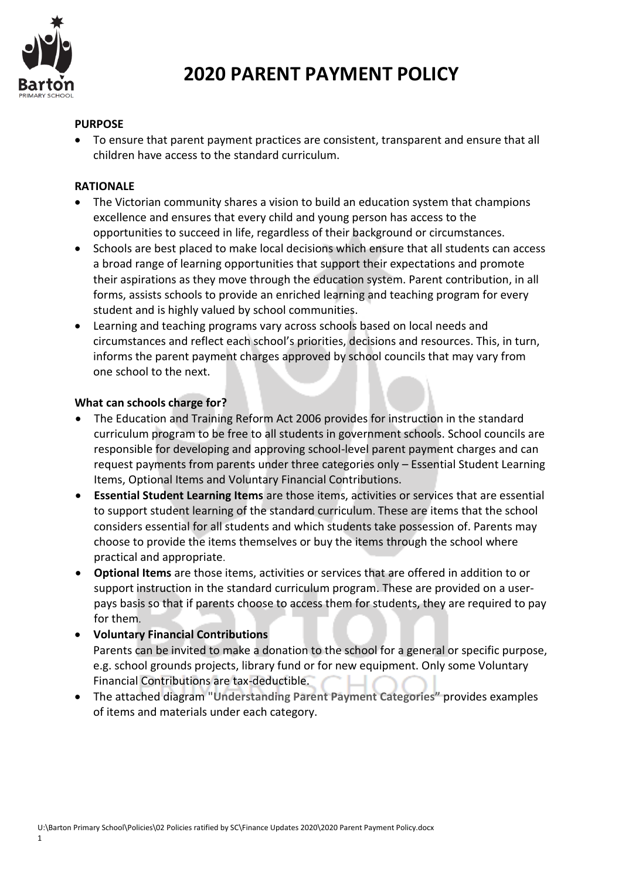# 2020 PARENT PAYMENT POLICY

**PURPOSE**

- To ensure that parent payment practices are consistent, transparent and ensure that all children have access to the standard curriculum.

**RATIONALE**

- The Victorian community shares a vision to build an education system that champions excellence and ensures that every child and young person has access to the opportunities to succeed in life, regardless of their background or circumstances.
- Schools are best placed to make local decisions which ensure that all students can access a broad range of learning opportunities that support their expectations and promote their aspirations as they move through the education system. Parent contribution, in all forms, assists schools to provide an enriched learning and teaching program for every student and is highly valued by school communities.
- Learning and teaching programs vary across schools based on local needs and circumstances and reflect each school's priorities, decisions and resources. This, in turn, informs the parent payment charges approved by school councils that may vary from one school to the next.

**What can schools charge for?**

- The Education and Training Reform Act 2006 provides for instruction in the standard curriculum program to be free to all students in government schools. School councils are responsible for developing and approving school-level parent payment charges and can request payments from parents under three categories only – Essential Student Learning Items, Optional Items and Voluntary Financial Contributions.
- **Essential Student Learning Items** are those items, activities or services that are essential to support student learning of the standard curriculum. These are items that the school considers essential for all students and which students take possession of. Parents may choose to provide the items themselves or buy the items through the school where practical and appropriate.
- **Optional Items** are those items, activities or services that are offered in addition to or support instruction in the standard curriculum program. These are provided on a user-pays basis so that if parents choose to access them for students, they are required to pay for them.
- **Voluntary Financial Contributions**
  Parents can be invited to make a donation to the school for a general or specific purpose, e.g. school grounds projects, library fund or for new equipment. Only some Voluntary Financial Contributions are tax-deductible.
- The attached diagram "**Understanding Parent Payment Categories**" provides examples of items and materials under each category.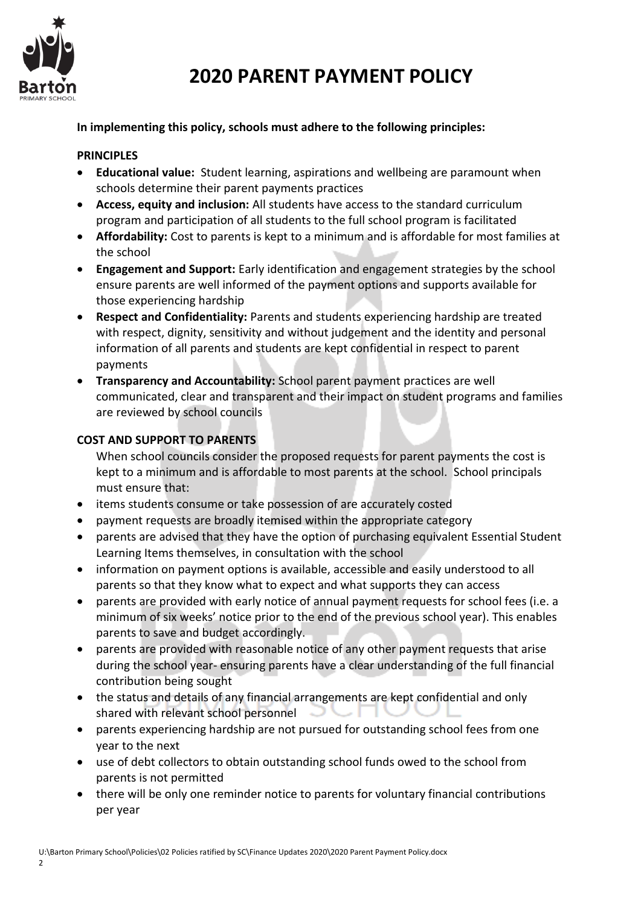# 2020 PARENT PAYMENT POLICY

**In implementing this policy, schools must adhere to the following principles:**

**PRINCIPLES**

- **Educational value:** Student learning, aspirations and wellbeing are paramount when schools determine their parent payments practices
- **Access, equity and inclusion:** All students have access to the standard curriculum program and participation of all students to the full school program is facilitated
- **Affordability:** Cost to parents is kept to a minimum and is affordable for most families at the school
- **Engagement and Support:** Early identification and engagement strategies by the school ensure parents are well informed of the payment options and supports available for those experiencing hardship
- **Respect and Confidentiality:** Parents and students experiencing hardship are treated with respect, dignity, sensitivity and without judgement and the identity and personal information of all parents and students are kept confidential in respect to parent payments
- **Transparency and Accountability:** School parent payment practices are well communicated, clear and transparent and their impact on student programs and families are reviewed by school councils

**COST AND SUPPORT TO PARENTS**

When school councils consider the proposed requests for parent payments the cost is kept to a minimum and is affordable to most parents at the school. School principals must ensure that:

- items students consume or take possession of are accurately costed
- payment requests are broadly itemised within the appropriate category
- parents are advised that they have the option of purchasing equivalent Essential Student Learning Items themselves, in consultation with the school
- information on payment options is available, accessible and easily understood to all parents so that they know what to expect and what supports they can access
- parents are provided with early notice of annual payment requests for school fees (i.e. a minimum of six weeks' notice prior to the end of the previous school year). This enables parents to save and budget accordingly.
- parents are provided with reasonable notice of any other payment requests that arise during the school year- ensuring parents have a clear understanding of the full financial contribution being sought
- the status and details of any financial arrangements are kept confidential and only shared with relevant school personnel
- parents experiencing hardship are not pursued for outstanding school fees from one year to the next
- use of debt collectors to obtain outstanding school funds owed to the school from parents is not permitted
- there will be only one reminder notice to parents for voluntary financial contributions per year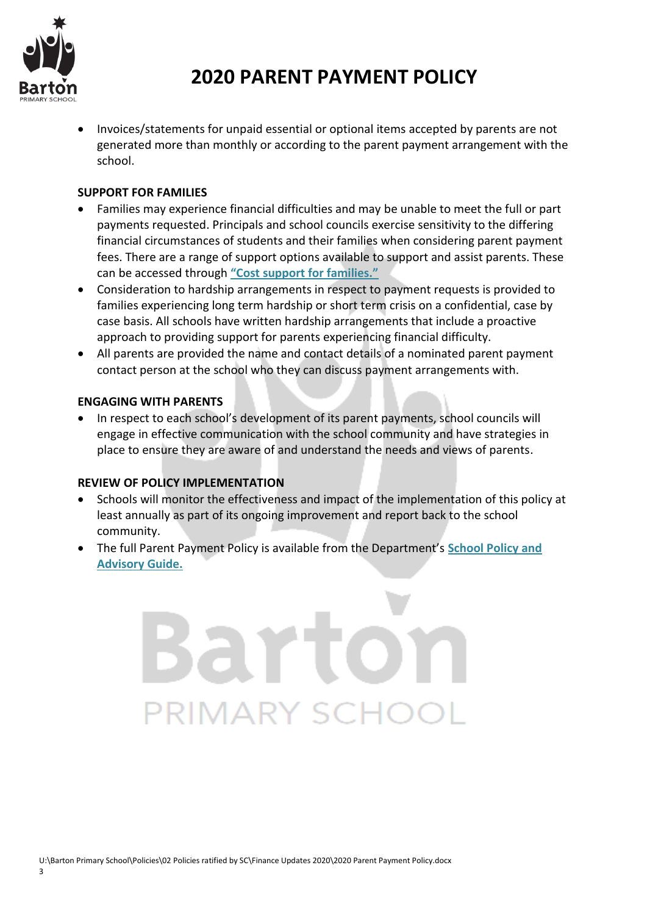- Invoices/statements for unpaid essential or optional items accepted by parents are not generated more than monthly or according to the parent payment arrangement with the school.

**SUPPORT FOR FAMILIES**

- Families may experience financial difficulties and may be unable to meet the full or part payments requested. Principals and school councils exercise sensitivity to the differing financial circumstances of students and their families when considering parent payment fees. There are a range of support options available to support and assist parents. These can be accessed through **"Cost support for families."**
- Consideration to hardship arrangements in respect to payment requests is provided to families experiencing long term hardship or short term crisis on a confidential, case by case basis. All schools have written hardship arrangements that include a proactive approach to providing support for parents experiencing financial difficulty.
- All parents are provided the name and contact details of a nominated parent payment contact person at the school who they can discuss payment arrangements with.

**ENGAGING WITH PARENTS**

- In respect to each school's development of its parent payments, school councils will engage in effective communication with the school community and have strategies in place to ensure they are aware of and understand the needs and views of parents.

**REVIEW OF POLICY IMPLEMENTATION**

- Schools will monitor the effectiveness and impact of the implementation of this policy at least annually as part of its ongoing improvement and report back to the school community.
- The full Parent Payment Policy is available from the Department's **School Policy and Advisory Guide.**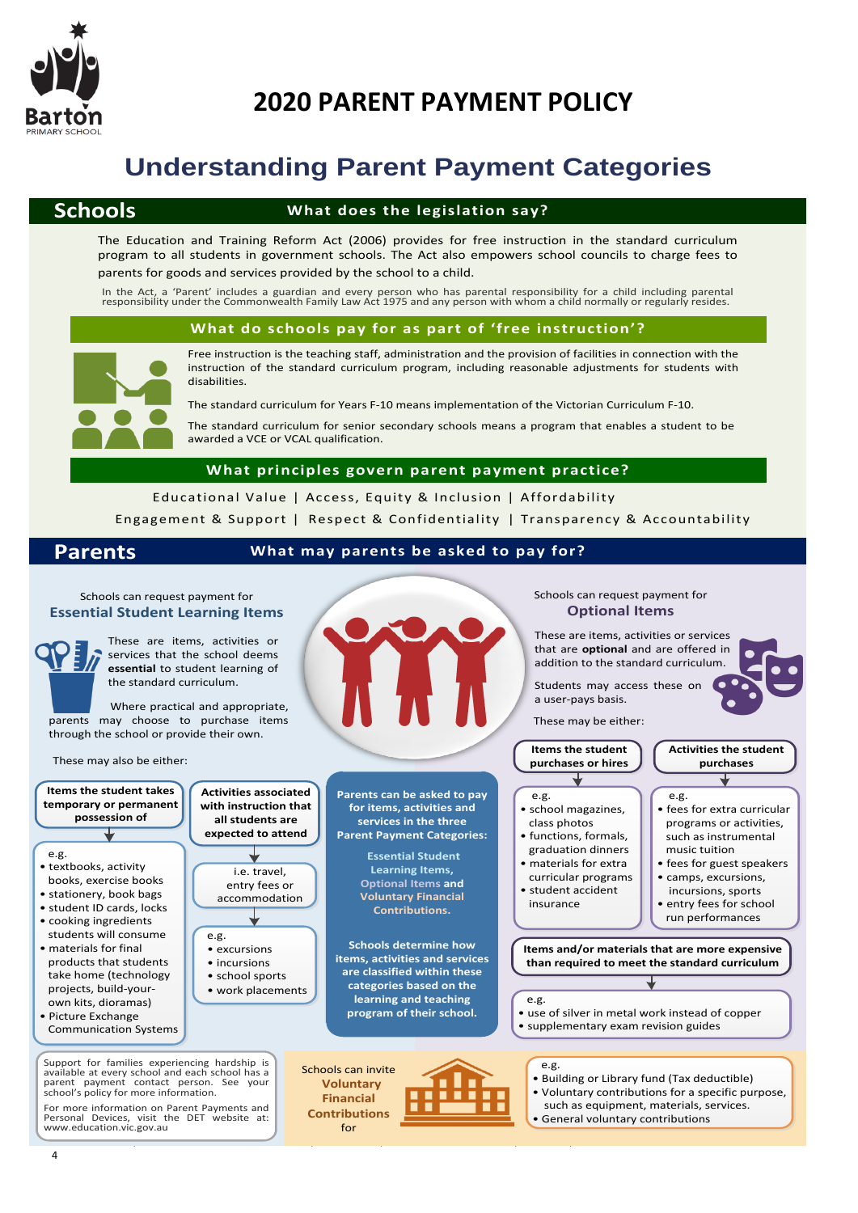# 2020 PARENT PAYMENT POLICY

## Understanding Parent Payment Categories

## Schools

### What does the legislation say?

The Education and Training Reform Act (2006) provides for free instruction in the standard curriculum program to all students in government schools. The Act also empowers school councils to charge fees to parents for goods and services provided by the school to a child.

In the Act, a 'Parent' includes a guardian and every person who has parental responsibility for a child including parental responsibility under the Commonwealth Family Law Act 1975 and any person with whom a child normally or regularly resides.

### What do schools pay for as part of 'free instruction'?

Free instruction is the teaching staff, administration and the provision of facilities in connection with the instruction of the standard curriculum program, including reasonable adjustments for students with disabilities.

The standard curriculum for Years F-10 means implementation of the Victorian Curriculum F-10.

The standard curriculum for senior secondary schools means a program that enables a student to be awarded a VCE or VCAL qualification.

### What principles govern parent payment practice?

Educational Value | Access, Equity & Inclusion | Affordability

Engagement & Support | Respect & Confidentiality | Transparency & Accountability

## Parents

### What may parents be asked to pay for?

Schools can request payment for

**Essential Student Learning Items**

These are items, activities or services that the school deems **essential** to student learning of the standard curriculum.

Where practical and appropriate, parents may choose to purchase items through the school or provide their own.

These may also be either:

**Items the student takes temporary or permanent possession of**

e.g.
- textbooks, activity books, exercise books
- stationery, book bags
- student ID cards, locks
- cooking ingredients students will consume
- materials for final products that students take home (technology projects, build-your-own kits, dioramas)
- Picture Exchange Communication Systems

**Activities associated with instruction that all students are expected to attend**

i.e. travel, entry fees or accommodation

e.g.
- excursions
- incursions
- school sports
- work placements

**Parents can be asked to pay for items, activities and services in the three Parent Payment Categories:**

**Essential Student Learning Items, Optional Items and Voluntary Financial Contributions.**

**Schools determine how items, activities and services are classified within these categories based on the learning and teaching program of their school.**

Schools can request payment for

**Optional Items**

These are items, activities or services that are **optional** and are offered in addition to the standard curriculum.

Students may access these on a user-pays basis.

These may be either:

**Items the student purchases or hires**

e.g.
- school magazines, class photos
- functions, formals, graduation dinners
- materials for extra curricular programs
- student accident insurance

**Activities the student purchases**

e.g.
- fees for extra curricular programs or activities, such as instrumental music tuition
- fees for guest speakers
- camps, excursions, incursions, sports
- entry fees for school run performances

**Items and/or materials that are more expensive than required to meet the standard curriculum**

e.g.
- use of silver in metal work instead of copper
- supplementary exam revision guides

Support for families experiencing hardship is available at every school and each school has a parent payment contact person. See your school's policy for more information.

For more information on Parent Payments and Personal Devices, visit the DET website at: www.education.vic.gov.au

Schools can invite **Voluntary Financial Contributions** for

e.g.
- Building or Library fund (Tax deductible)
- Voluntary contributions for a specific purpose, such as equipment, materials, services.
- General voluntary contributions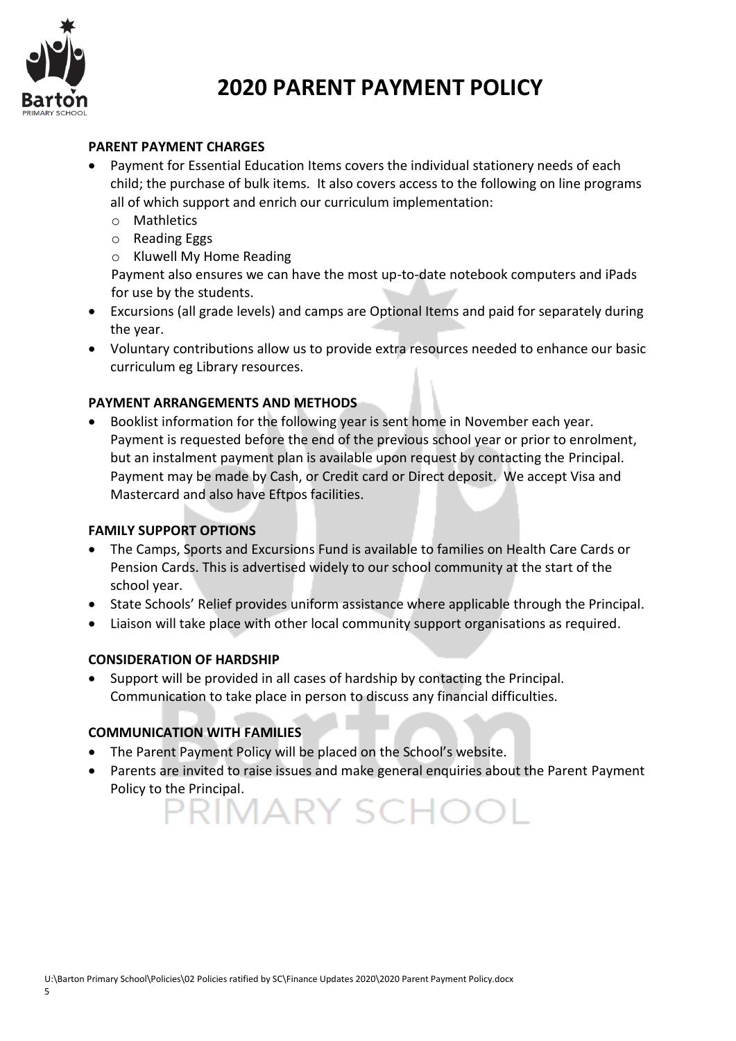# 2020 PARENT PAYMENT POLICY

**PARENT PAYMENT CHARGES**

- Payment for Essential Education Items covers the individual stationery needs of each child; the purchase of bulk items. It also covers access to the following on line programs all of which support and enrich our curriculum implementation:
  - Mathletics
  - Reading Eggs
  - Kluwell My Home Reading

  Payment also ensures we can have the most up-to-date notebook computers and iPads for use by the students.
- Excursions (all grade levels) and camps are Optional Items and paid for separately during the year.
- Voluntary contributions allow us to provide extra resources needed to enhance our basic curriculum eg Library resources.

**PAYMENT ARRANGEMENTS AND METHODS**

- Booklist information for the following year is sent home in November each year. Payment is requested before the end of the previous school year or prior to enrolment, but an instalment payment plan is available upon request by contacting the Principal. Payment may be made by Cash, or Credit card or Direct deposit. We accept Visa and Mastercard and also have Eftpos facilities.

**FAMILY SUPPORT OPTIONS**

- The Camps, Sports and Excursions Fund is available to families on Health Care Cards or Pension Cards. This is advertised widely to our school community at the start of the school year.
- State Schools' Relief provides uniform assistance where applicable through the Principal.
- Liaison will take place with other local community support organisations as required.

**CONSIDERATION OF HARDSHIP**

- Support will be provided in all cases of hardship by contacting the Principal. Communication to take place in person to discuss any financial difficulties.

**COMMUNICATION WITH FAMILIES**

- The Parent Payment Policy will be placed on the School's website.
- Parents are invited to raise issues and make general enquiries about the Parent Payment Policy to the Principal.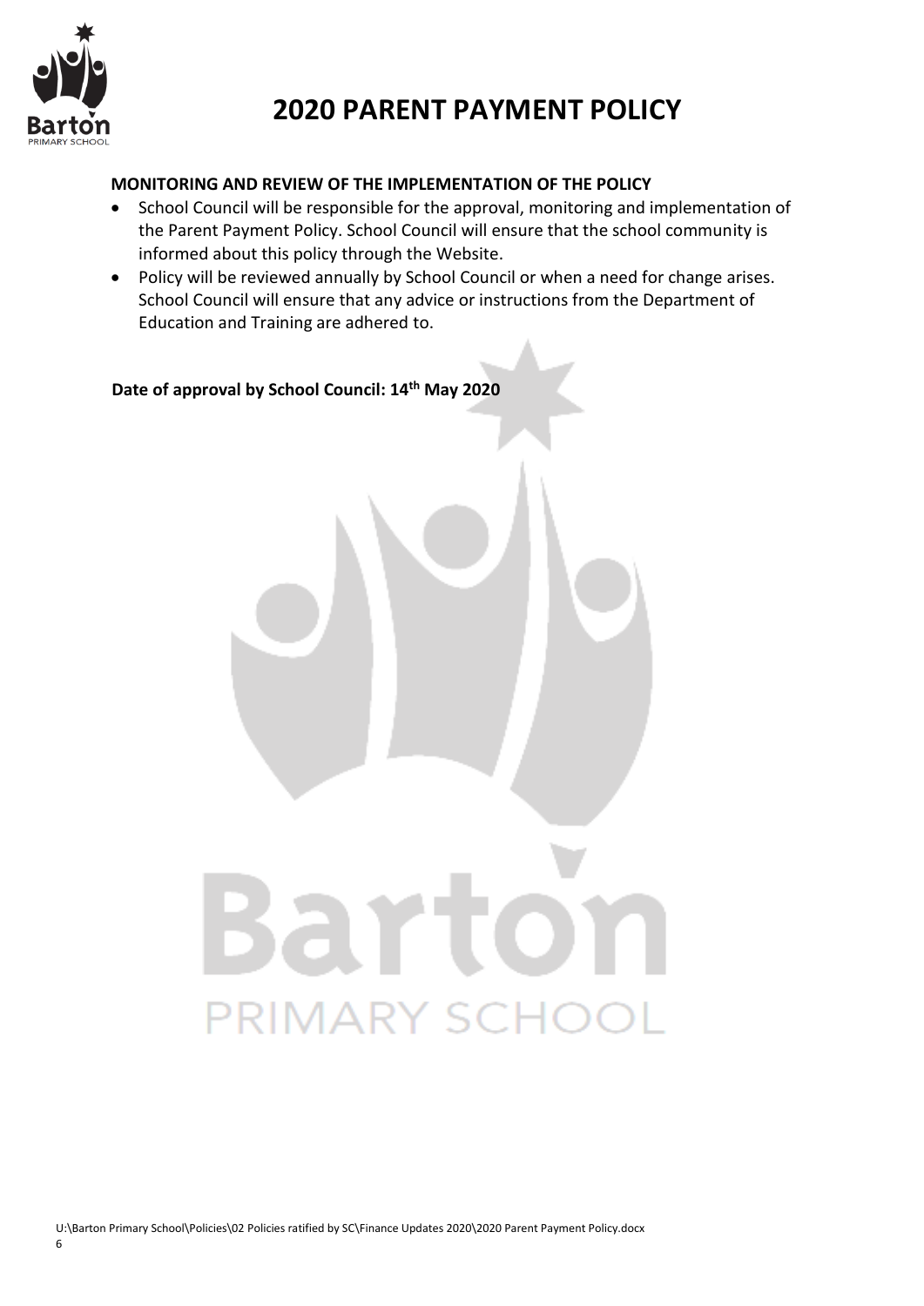# 2020 PARENT PAYMENT POLICY

**MONITORING AND REVIEW OF THE IMPLEMENTATION OF THE POLICY**

- School Council will be responsible for the approval, monitoring and implementation of the Parent Payment Policy. School Council will ensure that the school community is informed about this policy through the Website.
- Policy will be reviewed annually by School Council or when a need for change arises. School Council will ensure that any advice or instructions from the Department of Education and Training are adhered to.

**Date of approval by School Council: 14th May 2020**